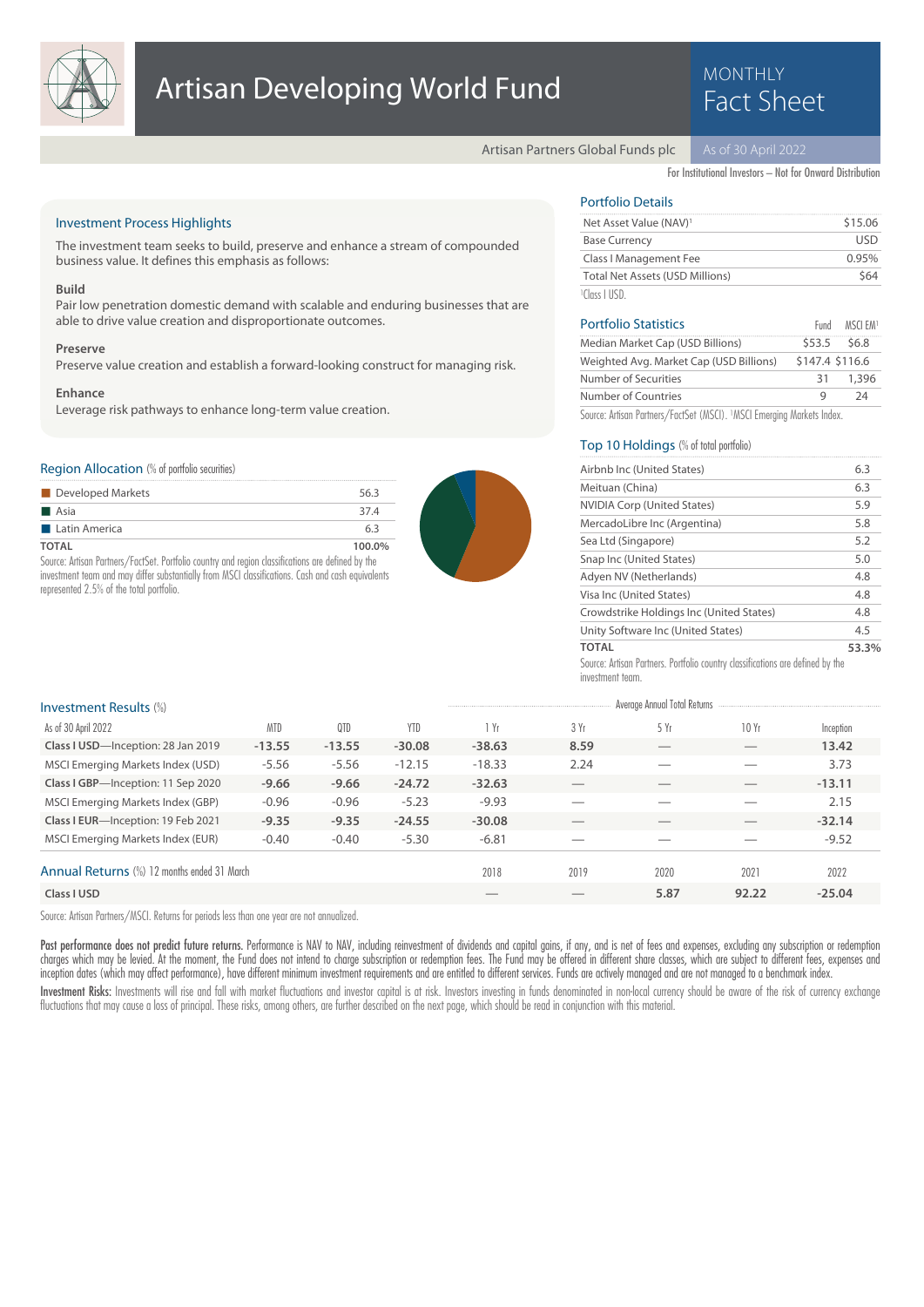# Artisan Developing World Fund

MONTHLY Fact Sheet

Artisan Partners Global Funds plc

As of 30 April 2022

For Institutional Investors – Not for Onward Distribution

## Investment Process Highlights

The investment team seeks to build, preserve and enhance a stream of compounded business value. It defines this emphasis as follows:

**Build**
Pair low penetration domestic demand with scalable and enduring businesses that are able to drive value creation and disproportionate outcomes.

**Preserve**
Preserve value creation and establish a forward-looking construct for managing risk.

**Enhance**
Leverage risk pathways to enhance long-term value creation.

## Region Allocation (% of portfolio securities)

| Region | % |
|---|---|
| Developed Markets | 56.3 |
| Asia | 37.4 |
| Latin America | 6.3 |
| **TOTAL** | **100.0%** |

Source: Artisan Partners/FactSet. Portfolio country and region classifications are defined by the investment team and may differ substantially from MSCI classifications. Cash and cash equivalents represented 2.5% of the total portfolio.

## Portfolio Details

| | |
|---|---|
| Net Asset Value (NAV)[1] | $15.06 |
| Base Currency | USD |
| Class I Management Fee | 0.95% |
| Total Net Assets (USD Millions) | $64 |

[1]Class I USD.

## Portfolio Statistics

| | Fund | MSCI EM[1] |
|---|---|---|
| Median Market Cap (USD Billions) | $53.5 | $6.8 |
| Weighted Avg. Market Cap (USD Billions) | $147.4 | $116.6 |
| Number of Securities | 31 | 1,396 |
| Number of Countries | 9 | 24 |

Source: Artisan Partners/FactSet (MSCI). [1]MSCI Emerging Markets Index.

## Top 10 Holdings (% of total portfolio)

| Holding | % |
|---|---|
| Airbnb Inc (United States) | 6.3 |
| Meituan (China) | 6.3 |
| NVIDIA Corp (United States) | 5.9 |
| MercadoLibre Inc (Argentina) | 5.8 |
| Sea Ltd (Singapore) | 5.2 |
| Snap Inc (United States) | 5.0 |
| Adyen NV (Netherlands) | 4.8 |
| Visa Inc (United States) | 4.8 |
| Crowdstrike Holdings Inc (United States) | 4.8 |
| Unity Software Inc (United States) | 4.5 |
| **TOTAL** | **53.3%** |

Source: Artisan Partners. Portfolio country classifications are defined by the investment team.

## Investment Results (%)

| | | | | Average Annual Total Returns | | | | |
|---|---|---|---|---|---|---|---|---|
| As of 30 April 2022 | MTD | QTD | YTD | 1 Yr | 3 Yr | 5 Yr | 10 Yr | Inception |
| **Class I USD**—Inception: 28 Jan 2019 | **-13.55** | **-13.55** | **-30.08** | **-38.63** | **8.59** | — | — | **13.42** |
| MSCI Emerging Markets Index (USD) | -5.56 | -5.56 | -12.15 | -18.33 | 2.24 | — | — | 3.73 |
| **Class I GBP**—Inception: 11 Sep 2020 | **-9.66** | **-9.66** | **-24.72** | **-32.63** | — | — | — | **-13.11** |
| MSCI Emerging Markets Index (GBP) | -0.96 | -0.96 | -5.23 | -9.93 | — | — | — | 2.15 |
| **Class I EUR**—Inception: 19 Feb 2021 | **-9.35** | **-9.35** | **-24.55** | **-30.08** | — | — | — | **-32.14** |
| MSCI Emerging Markets Index (EUR) | -0.40 | -0.40 | -5.30 | -6.81 | — | — | — | -9.52 |

## Annual Returns (%) 12 months ended 31 March

| | 2018 | 2019 | 2020 | 2021 | 2022 |
|---|---|---|---|---|---|
| **Class I USD** | — | — | **5.87** | **92.22** | **-25.04** |

Source: Artisan Partners/MSCI. Returns for periods less than one year are not annualized.

**Past performance does not predict future returns.** Performance is NAV to NAV, including reinvestment of dividends and capital gains, if any, and is net of fees and expenses, excluding any subscription or redemption charges which may be levied. At the moment, the Fund does not intend to charge subscription or redemption fees. The Fund may be offered in different share classes, which are subject to different fees, expenses and inception dates (which may affect performance), have different minimum investment requirements and are entitled to different services. Funds are actively managed and are not managed to a benchmark index.

**Investment Risks:** Investments will rise and fall with market fluctuations and investor capital is at risk. Investors investing in funds denominated in non-local currency should be aware of the risk of currency exchange fluctuations that may cause a loss of principal. These risks, among others, are further described on the next page, which should be read in conjunction with this material.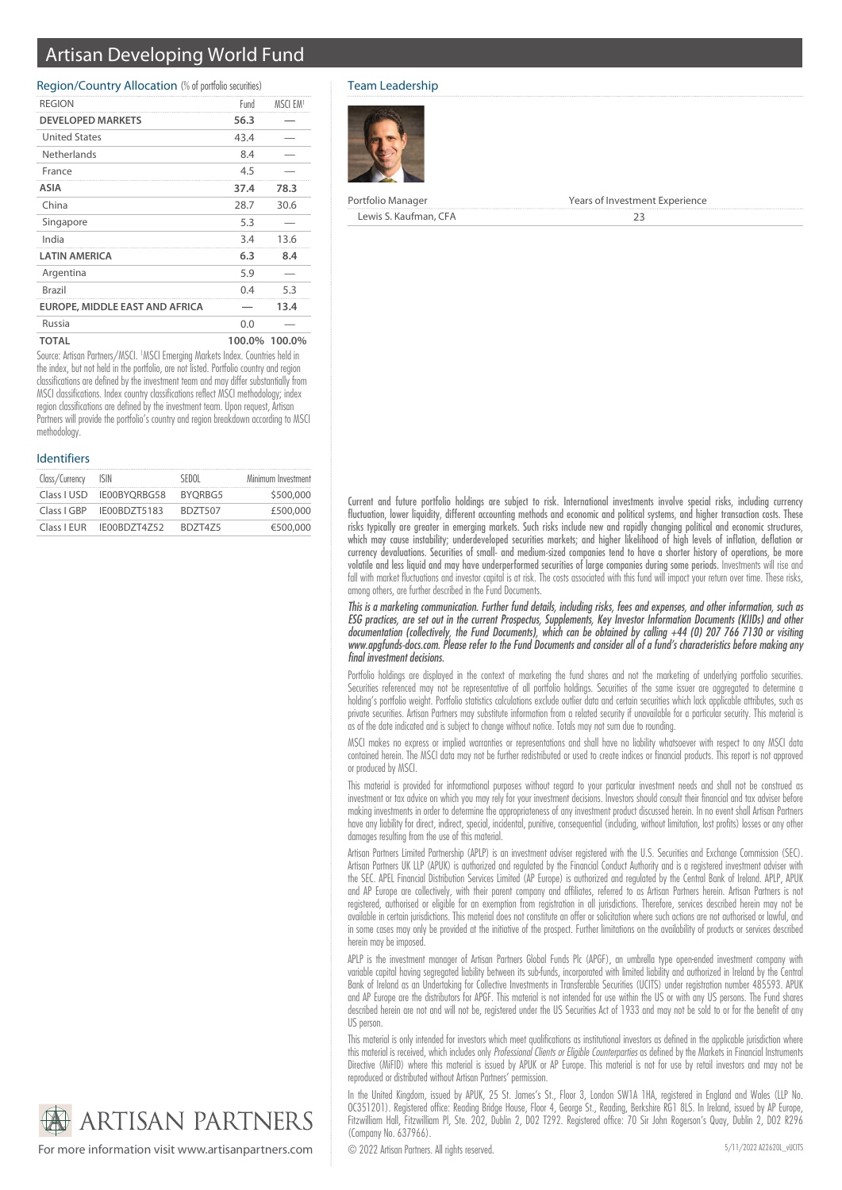# Artisan Developing World Fund

## Region/Country Allocation (% of portfolio securities)

| REGION | Fund | MSCI EM[1] |
|---|---|---|
| **DEVELOPED MARKETS** | **56.3** | **—** |
| United States | 43.4 | — |
| Netherlands | 8.4 | — |
| France | 4.5 | — |
| **ASIA** | **37.4** | **78.3** |
| China | 28.7 | 30.6 |
| Singapore | 5.3 | — |
| India | 3.4 | 13.6 |
| **LATIN AMERICA** | **6.3** | **8.4** |
| Argentina | 5.9 | — |
| Brazil | 0.4 | 5.3 |
| **EUROPE, MIDDLE EAST AND AFRICA** | **—** | **13.4** |
| Russia | 0.0 | — |
| **TOTAL** | **100.0%** | **100.0%** |

Source: Artisan Partners/MSCI. [1]MSCI Emerging Markets Index. Countries held in the index, but not held in the portfolio, are not listed. Portfolio country and region classifications are defined by the investment team and may differ substantially from MSCI classifications. Index country classifications reflect MSCI methodology; index region classifications are defined by the investment team. Upon request, Artisan Partners will provide the portfolio's country and region breakdown according to MSCI methodology.

## Identifiers

| Class/Currency | ISIN | SEDOL | Minimum Investment |
|---|---|---|---|
| Class I USD | IE00BYQRBG58 | BYQRBG5 | $500,000 |
| Class I GBP | IE00BDZT5183 | BDZT507 | £500,000 |
| Class I EUR | IE00BDZT4Z52 | BDZT4Z5 | €500,000 |

## Team Leadership

| Portfolio Manager | Years of Investment Experience |
|---|---|
| Lewis S. Kaufman, CFA | 23 |

Current and future portfolio holdings are subject to risk. International investments involve special risks, including currency fluctuation, lower liquidity, different accounting methods and economic and political systems, and higher transaction costs. These risks typically are greater in emerging markets. Such risks include new and rapidly changing political and economic structures, which may cause instability; underdeveloped securities markets; and higher likelihood of high levels of inflation, deflation or currency devaluations. Securities of small- and medium-sized companies tend to have a shorter history of operations, be more volatile and less liquid and may have underperformed securities of large companies during some periods. Investments will rise and fall with market fluctuations and investor capital is at risk. The costs associated with this fund will impact your return over time. These risks, among others, are further described in the Fund Documents.

*This is a marketing communication. Further fund details, including risks, fees and expenses, and other information, such as ESG practices, are set out in the current Prospectus, Supplements, Key Investor Information Documents (KIIDs) and other documentation (collectively, the Fund Documents), which can be obtained by calling +44 (0) 207 766 7130 or visiting www.apgfunds-docs.com. Please refer to the Fund Documents and consider all of a fund's characteristics before making any final investment decisions.*

Portfolio holdings are displayed in the context of marketing the fund shares and not the marketing of underlying portfolio securities. Securities referenced may not be representative of all portfolio holdings. Securities of the same issuer are aggregated to determine a holding's portfolio weight. Portfolio statistics calculations exclude outlier data and certain securities which lack applicable attributes, such as private securities. Artisan Partners may substitute information from a related security if unavailable for a particular security. This material is as of the date indicated and is subject to change without notice. Totals may not sum due to rounding.

MSCI makes no express or implied warranties or representations and shall have no liability whatsoever with respect to any MSCI data contained herein. The MSCI data may not be further redistributed or used to create indices or financial products. This report is not approved or produced by MSCI.

This material is provided for informational purposes without regard to your particular investment needs and shall not be construed as investment or tax advice on which you may rely for your investment decisions. Investors should consult their financial and tax adviser before making investments in order to determine the appropriateness of any investment product discussed herein. In no event shall Artisan Partners have any liability for direct, indirect, special, incidental, punitive, consequential (including, without limitation, lost profits) losses or any other damages resulting from the use of this material.

Artisan Partners Limited Partnership (APLP) is an investment adviser registered with the U.S. Securities and Exchange Commission (SEC). Artisan Partners UK LLP (APUK) is authorized and regulated by the Financial Conduct Authority and is a registered investment adviser with the SEC. APEL Financial Distribution Services Limited (AP Europe) is authorized and regulated by the Central Bank of Ireland. APLP, APUK and AP Europe are collectively, with their parent company and affiliates, referred to as Artisan Partners herein. Artisan Partners is not registered, authorised or eligible for an exemption from registration in all jurisdictions. Therefore, services described herein may not be available in certain jurisdictions. This material does not constitute an offer or solicitation where such actions are not authorised or lawful, and in some cases may only be provided at the initiative of the prospect. Further limitations on the availability of products or services described herein may be imposed.

APLP is the investment manager of Artisan Partners Global Funds Plc (APGF), an umbrella type open-ended investment company with variable capital having segregated liability between its sub-funds, incorporated with limited liability and authorized in Ireland by the Central Bank of Ireland as an Undertaking for Collective Investments in Transferable Securities (UCITS) under registration number 485593. APUK and AP Europe are the distributors for APGF. This material is not intended for use within the US or with any US persons. The Fund shares described herein are not and will not be, registered under the US Securities Act of 1933 and may not be sold to or for the benefit of any US person.

This material is only intended for investors which meet qualifications as institutional investors as defined in the applicable jurisdiction where this material is received, which includes only *Professional Clients or Eligible Counterparties* as defined by the Markets in Financial Instruments Directive (MiFID) where this material is issued by APUK or AP Europe. This material is not for use by retail investors and may not be reproduced or distributed without Artisan Partners' permission.

In the United Kingdom, issued by APUK, 25 St. James's St., Floor 3, London SW1A 1HA, registered in England and Wales (LLP No. OC351201). Registered office: Reading Bridge House, Floor 4, George St., Reading, Berkshire RG1 8LS. In Ireland, issued by AP Europe, Fitzwilliam Hall, Fitzwilliam Pl, Ste. 202, Dublin 2, D02 T292. Registered office: 70 Sir John Rogerson's Quay, Dublin 2, D02 R296 (Company No. 637966).

© 2022 Artisan Partners. All rights reserved.

5/11/2022 A22620L_vUCITS

ARTISAN PARTNERS

For more information visit www.artisanpartners.com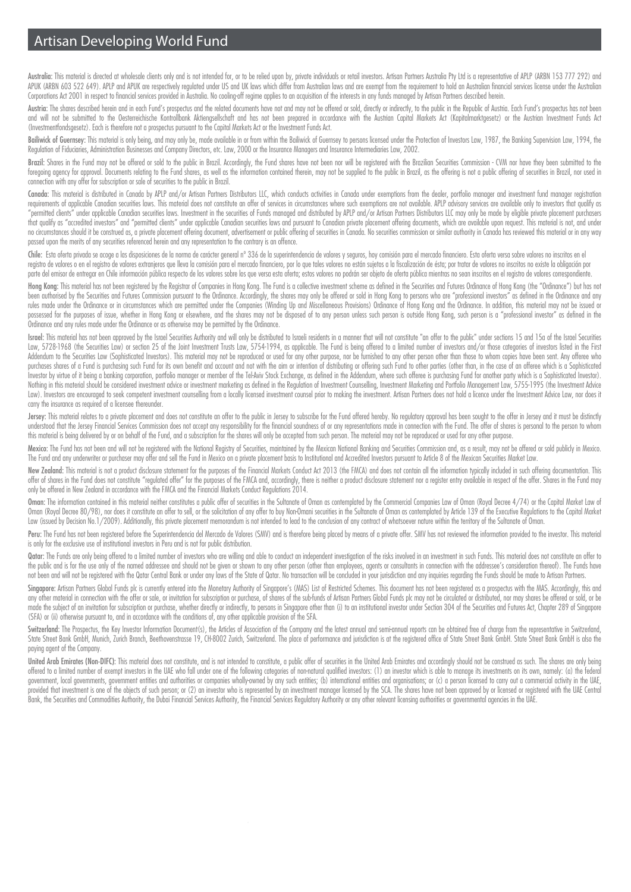# Artisan Developing World Fund

**Australia:** This material is directed at wholesale clients only and is not intended for, or to be relied upon by, private individuals or retail investors. Artisan Partners Australia Pty Ltd is a representative of APLP (ARBN 153 777 292) and APUK (ARBN 603 522 649). APLP and APUK are respectively regulated under US and UK laws which differ from Australian laws and are exempt from the requirement to hold an Australian financial services license under the Australian Corporations Act 2001 in respect to financial services provided in Australia. No cooling-off regime applies to an acquisition of the interests in any funds managed by Artisan Partners described herein.

**Austria:** The shares described herein and in each Fund's prospectus and the related documents have not and may not be offered or sold, directly or indirectly, to the public in the Republic of Austria. Each Fund's prospectus has not been and will not be submitted to the Oesterreichische Kontrollbank Aktiengesellschaft and has not been prepared in accordance with the Austrian Capital Markets Act (Kapitalmarktgesetz) or the Austrian Investment Funds Act (Investmentfondsgesetz). Each is therefore not a prospectus pursuant to the Capital Markets Act or the Investment Funds Act.

**Bailiwick of Guernsey:** This material is only being, and may only be, made available in or from within the Bailiwick of Guernsey to persons licensed under the Protection of Investors Law, 1987, the Banking Supervision Law, 1994, the Regulation of Fiduciaries, Administration Businesses and Company Directors, etc. Law, 2000 or the Insurance Managers and Insurance Intermediaries Law, 2002.

**Brazil:** Shares in the Fund may not be offered or sold to the public in Brazil. Accordingly, the Fund shares have not been nor will be registered with the Brazilian Securities Commission - CVM nor have they been submitted to the foregoing agency for approval. Documents relating to the Fund shares, as well as the information contained therein, may not be supplied to the public in Brazil, as the offering is not a public offering of securities in Brazil, nor used in connection with any offer for subscription or sale of securities to the public in Brazil.

**Canada:** This material is distributed in Canada by APLP and/or Artisan Partners Distributors LLC, which conducts activities in Canada under exemptions from the dealer, portfolio manager and investment fund manager registration requirements of applicable Canadian securities laws. This material does not constitute an offer of services in circumstances where such exemptions are not available. APLP advisory services are available only to investors that qualify as "permitted clients" under applicable Canadian securities laws. Investment in the securities of Funds managed and distributed by APLP and/or Artisan Partners Distributors LLC may only be made by eligible private placement purchasers that qualify as "accredited investors" and "permitted clients" under applicable Canadian securities laws and pursuant to Canadian private placement offering documents, which are available upon request. This material is not, and under no circumstances should it be construed as, a private placement offering document, advertisement or public offering of securities in Canada. No securities commission or similar authority in Canada has reviewed this material or in any way passed upon the merits of any securities referenced herein and any representation to the contrary is an offence.

**Chile:** Esta oferta privada se acoge a las disposiciones de la norma de carácter general nº 336 de la superintendencia de valores y seguros, hoy comisión para el mercado financiero. Esta oferta versa sobre valores no inscritos en el registro de valores o en el registro de valores extranjeros que lleva la comisión para el mercado financiero, por lo que tales valores no están sujetos a la fiscalización de ésta; por tratar de valores no inscritos no existe la obligación por parte del emisor de entregar en Chile información pública respecto de los valores sobre los que versa esta oferta; estos valores no podrán ser objeto de oferta pública mientras no sean inscritos en el registro de valores correspondiente.

**Hong Kong:** This material has not been registered by the Registrar of Companies in Hong Kong. The Fund is a collective investment scheme as defined in the Securities and Futures Ordinance of Hong Kong (the "Ordinance") but has not been authorised by the Securities and Futures Commission pursuant to the Ordinance. Accordingly, the shares may only be offered or sold in Hong Kong to persons who are "professional investors" as defined in the Ordinance and any rules made under the Ordinance or in circumstances which are permitted under the Companies (Winding Up and Miscellaneous Provisions) Ordinance of Hong Kong and the Ordinance. In addition, this material may not be issued or possessed for the purposes of issue, whether in Hong Kong or elsewhere, and the shares may not be disposed of to any person unless such person is outside Hong Kong, such person is a "professional investor" as defined in the Ordinance and any rules made under the Ordinance or as otherwise may be permitted by the Ordinance.

**Israel:** This material has not been approved by the Israel Securities Authority and will only be distributed to Israeli residents in a manner that will not constitute "an offer to the public" under sections 15 and 15a of the Israel Securities Law, 5728-1968 (the Securities Law) or section 25 of the Joint Investment Trusts Law, 5754-1994, as applicable. The Fund is being offered to a limited number of investors and/or those categories of investors listed in the First Addendum to the Securities Law (Sophisticated Investors). This material may not be reproduced or used for any other purpose, nor be furnished to any other person other than those to whom copies have been sent. Any offeree who purchases shares of a Fund is purchasing such Fund for its own benefit and account and not with the aim or intention of distributing or offering such Fund to other parties (other than, in the case of an offeree which is a Sophisticated Investor by virtue of it being a banking corporation, portfolio manager or member of the Tel-Aviv Stock Exchange, as defined in the Addendum, where such offeree is purchasing Fund for another party which is a Sophisticated Investor). Nothing in this material should be considered investment advice or investment marketing as defined in the Regulation of Investment Counselling, Investment Marketing and Portfolio Management Law, 5755-1995 (the Investment Advice Law). Investors are encouraged to seek competent investment counselling from a locally licensed investment counsel prior to making the investment. Artisan Partners does not hold a licence under the Investment Advice Law, nor does it carry the insurance as required of a licensee thereunder.

**Jersey:** This material relates to a private placement and does not constitute an offer to the public in Jersey to subscribe for the Fund offered hereby. No regulatory approval has been sought to the offer in Jersey and it must be distinctly understood that the Jersey Financial Services Commission does not accept any responsibility for the financial soundness of or any representations made in connection with the Fund. The offer of shares is personal to the person to whom this material is being delivered by or on behalf of the Fund, and a subscription for the shares will only be accepted from such person. The material may not be reproduced or used for any other purpose.

**Mexico:** The Fund has not been and will not be registered with the National Registry of Securities, maintained by the Mexican National Banking and Securities Commission and, as a result, may not be offered or sold publicly in Mexico. The Fund and any underwriter or purchaser may offer and sell the Fund in Mexico on a private placement basis to Institutional and Accredited Investors pursuant to Article 8 of the Mexican Securities Market Law.

**New Zealand:** This material is not a product disclosure statement for the purposes of the Financial Markets Conduct Act 2013 (the FMCA) and does not contain all the information typically included in such offering documentation. This offer of shares in the Fund does not constitute "regulated offer" for the purposes of the FMCA and, accordingly, there is neither a product disclosure statement nor a register entry available in respect of the offer. Shares in the Fund may only be offered in New Zealand in accordance with the FMCA and the Financial Markets Conduct Regulations 2014.

**Oman:** The information contained in this material neither constitutes a public offer of securities in the Sultanate of Oman as contemplated by the Commercial Companies Law of Oman (Royal Decree 4/74) or the Capital Market Law of Oman (Royal Decree 80/98), nor does it constitute an offer to sell, or the solicitation of any offer to buy Non-Omani securities in the Sultanate of Oman as contemplated by Article 139 of the Executive Regulations to the Capital Market Law (issued by Decision No.1/2009). Additionally, this private placement memorandum is not intended to lead to the conclusion of any contract of whatsoever nature within the territory of the Sultanate of Oman.

**Peru:** The Fund has not been registered before the Superintendencia del Mercado de Valores (SMV) and is therefore being placed by means of a private offer. SMV has not reviewed the information provided to the investor. This material is only for the exclusive use of institutional investors in Peru and is not for public distribution.

**Qatar:** The Funds are only being offered to a limited number of investors who are willing and able to conduct an independent investigation of the risks involved in an investment in such Funds. This material does not constitute an offer to the public and is for the use only of the named addressee and should not be given or shown to any other person (other than employees, agents or consultants in connection with the addressee's consideration thereof). The Funds have not been and will not be registered with the Qatar Central Bank or under any laws of the State of Qatar. No transaction will be concluded in your jurisdiction and any inquiries regarding the Funds should be made to Artisan Partners.

**Singapore:** Artisan Partners Global Funds plc is currently entered into the Monetary Authority of Singapore's (MAS) List of Restricted Schemes. This document has not been registered as a prospectus with the MAS. Accordingly, this and any other material in connection with the offer or sale, or invitation for subscription or purchase, of shares of the sub-funds of Artisan Partners Global Funds plc may not be circulated or distributed, nor may shares be offered or sold, or be made the subject of an invitation for subscription or purchase, whether directly or indirectly, to persons in Singapore other than (i) to an institutional investor under Section 304 of the Securities and Futures Act, Chapter 289 of Singapore (SFA) or (ii) otherwise pursuant to, and in accordance with the conditions of, any other applicable provision of the SFA.

**Switzerland:** The Prospectus, the Key Investor Information Document(s), the Articles of Association of the Company and the latest annual and semi-annual reports can be obtained free of charge from the representative in Switzerland, State Street Bank GmbH, Munich, Zurich Branch, Beethovenstrasse 19, CH-8002 Zurich, Switzerland. The place of performance and jurisdiction is at the registered office of State Street Bank GmbH. State Street Bank GmbH is also the paying agent of the Company.

**United Arab Emirates (Non-DIFC):** This material does not constitute, and is not intended to constitute, a public offer of securities in the United Arab Emirates and accordingly should not be construed as such. The shares are only being offered to a limited number of exempt investors in the UAE who fall under one of the following categories of non-natural qualified investors: (1) an investor which is able to manage its investments on its own, namely: (a) the federal government, local governments, government entities and authorities or companies wholly-owned by any such entities; (b) international entities and organisations; or (c) a person licensed to carry out a commercial activity in the UAE, provided that investment is one of the objects of such person; or (2) an investor who is represented by an investment manager licensed by the SCA. The shares have not been approved by or licensed or registered with the UAE Central Bank, the Securities and Commodities Authority, the Dubai Financial Services Authority, the Financial Services Regulatory Authority or any other relevant licensing authorities or governmental agencies in the UAE.